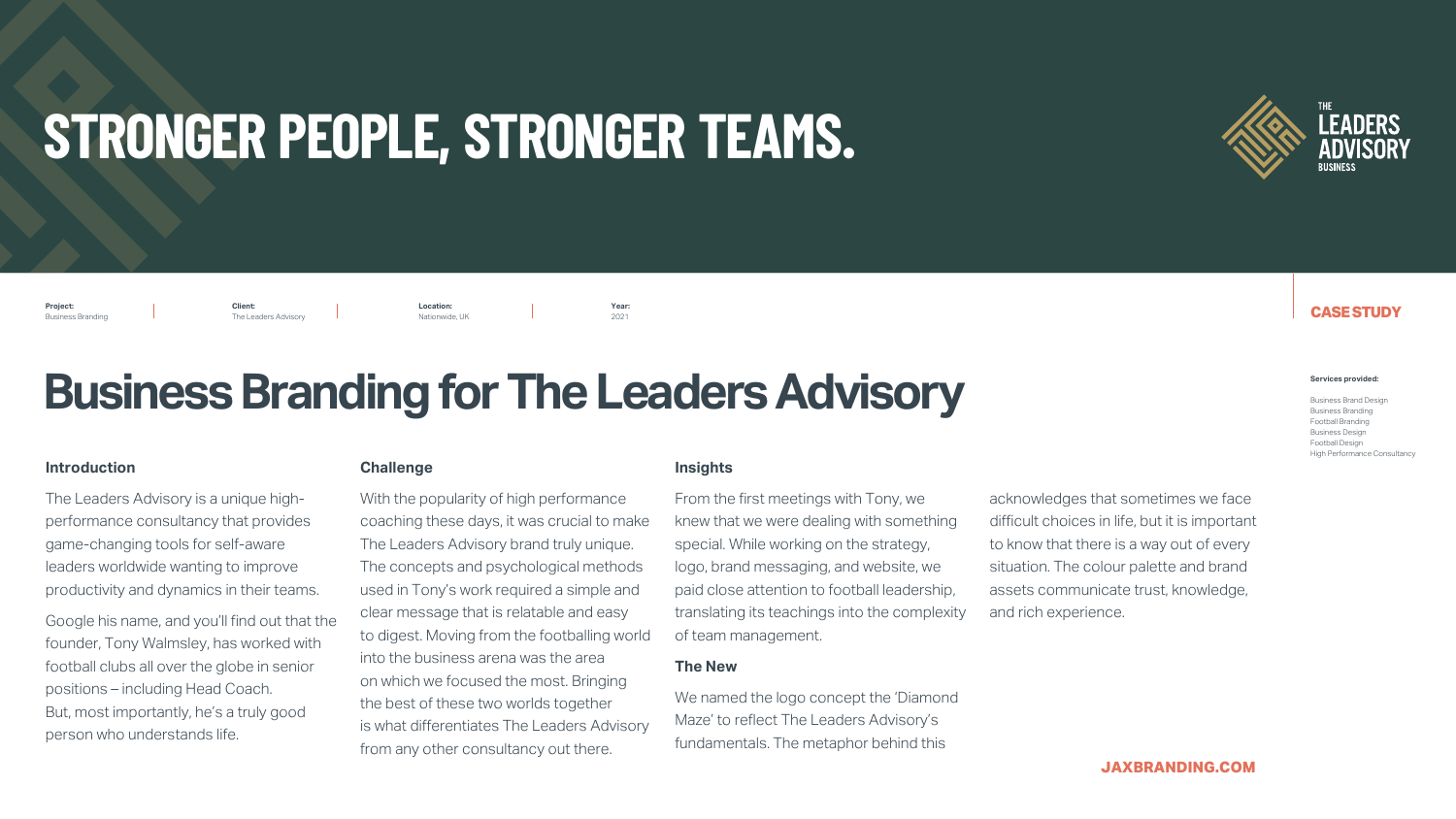# STRONGER PEOPLE, STRONGER TEAMS.

THE LEADERS ADVISORY BUSINESS

**Project:** Business Branding | **Client:** The Leaders Advisory | **Location:** Nationwide, UK | **Year:** 2021

**CASE STUDY**

**Services provided:**

Business Brand Design
Business Branding
Football Branding
Business Design
Football Design
High Performance Consultancy

## Business Branding for The Leaders Advisory

### Introduction

The Leaders Advisory is a unique high-performance consultancy that provides game-changing tools for self-aware leaders worldwide wanting to improve productivity and dynamics in their teams.

Google his name, and you'll find out that the founder, Tony Walmsley, has worked with football clubs all over the globe in senior positions – including Head Coach. But, most importantly, he's a truly good person who understands life.

### Challenge

With the popularity of high performance coaching these days, it was crucial to make The Leaders Advisory brand truly unique. The concepts and psychological methods used in Tony's work required a simple and clear message that is relatable and easy to digest. Moving from the footballing world into the business arena was the area on which we focused the most. Bringing the best of these two worlds together is what differentiates The Leaders Advisory from any other consultancy out there.

### Insights

From the first meetings with Tony, we knew that we were dealing with something special. While working on the strategy, logo, brand messaging, and website, we paid close attention to football leadership, translating its teachings into the complexity of team management.

### The New

We named the logo concept the 'Diamond Maze' to reflect The Leaders Advisory's fundamentals. The metaphor behind this acknowledges that sometimes we face difficult choices in life, but it is important to know that there is a way out of every situation. The colour palette and brand assets communicate trust, knowledge, and rich experience.

JAXBRANDING.COM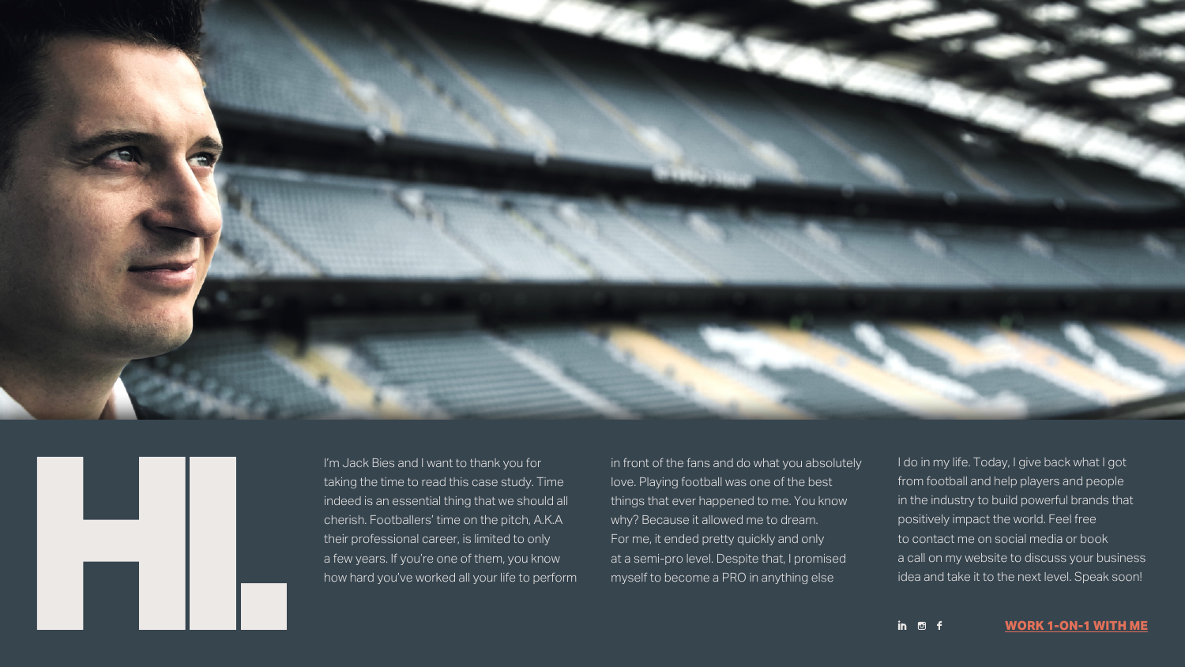# HI.

I'm Jack Bies and I want to thank you for taking the time to read this case study. Time indeed is an essential thing that we should all cherish. Footballers' time on the pitch, A.K.A their professional career, is limited to only a few years. If you're one of them, you know how hard you've worked all your life to perform in front of the fans and do what you absolutely love. Playing football was one of the best things that ever happened to me. You know why? Because it allowed me to dream. For me, it ended pretty quickly and only at a semi-pro level. Despite that, I promised myself to become a PRO in anything else I do in my life. Today, I give back what I got from football and help players and people in the industry to build powerful brands that positively impact the world. Feel free to contact me on social media or book a call on my website to discuss your business idea and take it to the next level. Speak soon!

**WORK 1-ON-1 WITH ME**